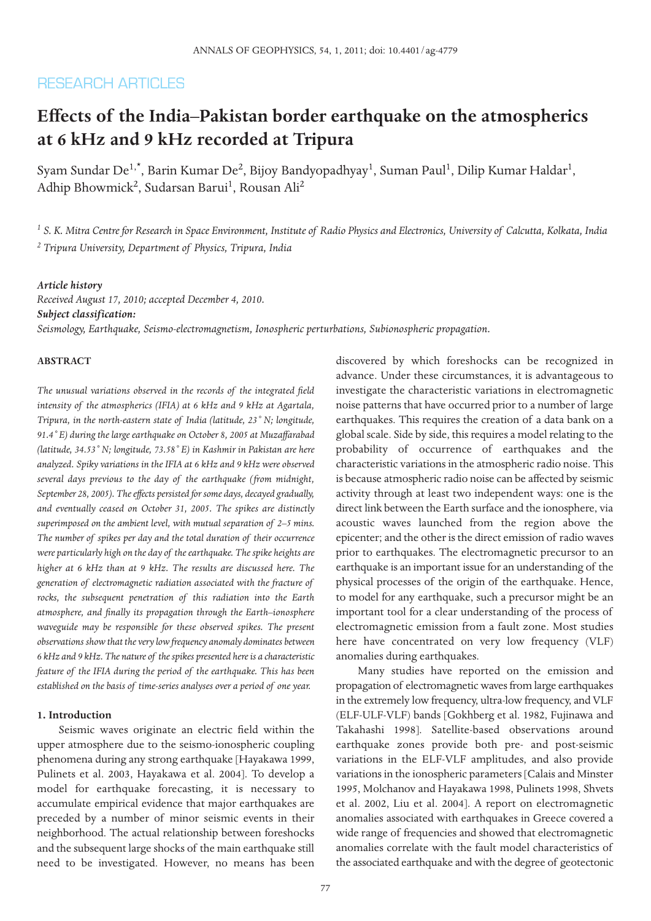RESEARCH ARTICLES

# Effects of the India–Pakistan border earthquake on the atmospherics at 6 kHz and 9 kHz recorded at Tripura

Syam Sundar De[1,*], Barin Kumar De[2], Bijoy Bandyopadhyay[1], Suman Paul[1], Dilip Kumar Haldar[1], Adhip Bhowmick[2], Sudarsan Barui[1], Rousan Ali[2]

[1] *S. K. Mitra Centre for Research in Space Environment, Institute of Radio Physics and Electronics, University of Calcutta, Kolkata, India*

[2] *Tripura University, Department of Physics, Tripura, India*

***Article history***

*Received August 17, 2010; accepted December 4, 2010.*

***Subject classification:***

*Seismology, Earthquake, Seismo-electromagnetism, Ionospheric perturbations, Subionospheric propagation.*

**ABSTRACT**

*The unusual variations observed in the records of the integrated field intensity of the atmospherics (IFIA) at 6 kHz and 9 kHz at Agartala, Tripura, in the north-eastern state of India (latitude, 23˚ N; longitude, 91.4˚ E) during the large earthquake on October 8, 2005 at Muzaffarabad (latitude, 34.53˚ N; longitude, 73.58˚ E) in Kashmir in Pakistan are here analyzed. Spiky variations in the IFIA at 6 kHz and 9 kHz were observed several days previous to the day of the earthquake (from midnight, September 28, 2005). The effects persisted for some days, decayed gradually, and eventually ceased on October 31, 2005. The spikes are distinctly superimposed on the ambient level, with mutual separation of 2–5 mins. The number of spikes per day and the total duration of their occurrence were particularly high on the day of the earthquake. The spike heights are higher at 6 kHz than at 9 kHz. The results are discussed here. The generation of electromagnetic radiation associated with the fracture of rocks, the subsequent penetration of this radiation into the Earth atmosphere, and finally its propagation through the Earth–ionosphere waveguide may be responsible for these observed spikes. The present observations show that the very low frequency anomaly dominates between 6 kHz and 9 kHz. The nature of the spikes presented here is a characteristic feature of the IFIA during the period of the earthquake. This has been established on the basis of time-series analyses over a period of one year.*

## 1. Introduction

Seismic waves originate an electric field within the upper atmosphere due to the seismo-ionospheric coupling phenomena during any strong earthquake [Hayakawa 1999, Pulinets et al. 2003, Hayakawa et al. 2004]. To develop a model for earthquake forecasting, it is necessary to accumulate empirical evidence that major earthquakes are preceded by a number of minor seismic events in their neighborhood. The actual relationship between foreshocks and the subsequent large shocks of the main earthquake still need to be investigated. However, no means has been discovered by which foreshocks can be recognized in advance. Under these circumstances, it is advantageous to investigate the characteristic variations in electromagnetic noise patterns that have occurred prior to a number of large earthquakes. This requires the creation of a data bank on a global scale. Side by side, this requires a model relating to the probability of occurrence of earthquakes and the characteristic variations in the atmospheric radio noise. This is because atmospheric radio noise can be affected by seismic activity through at least two independent ways: one is the direct link between the Earth surface and the ionosphere, via acoustic waves launched from the region above the epicenter; and the other is the direct emission of radio waves prior to earthquakes. The electromagnetic precursor to an earthquake is an important issue for an understanding of the physical processes of the origin of the earthquake. Hence, to model for any earthquake, such a precursor might be an important tool for a clear understanding of the process of electromagnetic emission from a fault zone. Most studies here have concentrated on very low frequency (VLF) anomalies during earthquakes.

Many studies have reported on the emission and propagation of electromagnetic waves from large earthquakes in the extremely low frequency, ultra-low frequency, and VLF (ELF-ULF-VLF) bands [Gokhberg et al. 1982, Fujinawa and Takahashi 1998]. Satellite-based observations around earthquake zones provide both pre- and post-seismic variations in the ELF-VLF amplitudes, and also provide variations in the ionospheric parameters [Calais and Minster 1995, Molchanov and Hayakawa 1998, Pulinets 1998, Shvets et al. 2002, Liu et al. 2004]. A report on electromagnetic anomalies associated with earthquakes in Greece covered a wide range of frequencies and showed that electromagnetic anomalies correlate with the fault model characteristics of the associated earthquake and with the degree of geotectonic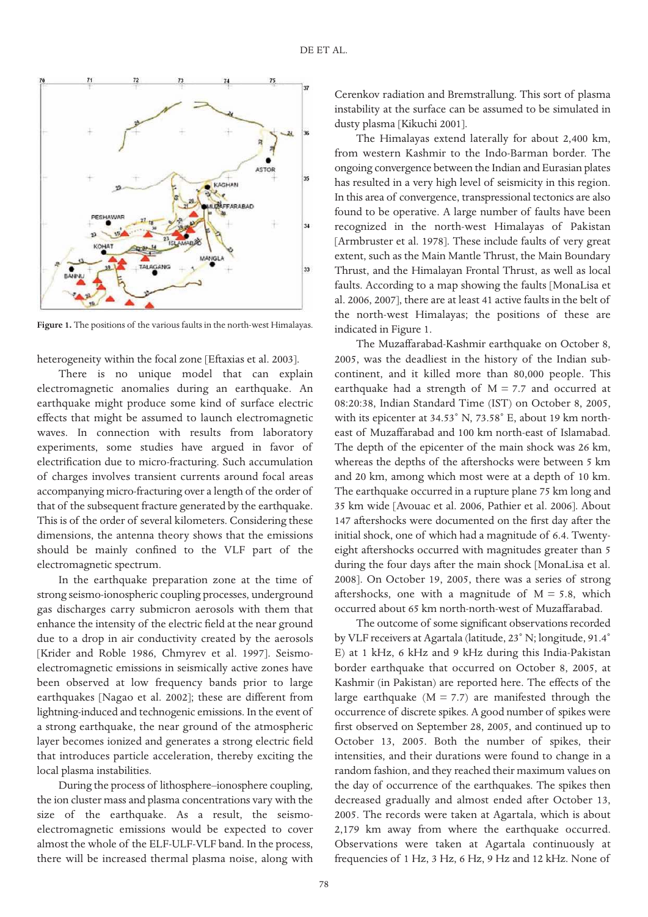Figure 1. The positions of the various faults in the north-west Himalayas.

heterogeneity within the focal zone [Eftaxias et al. 2003].

There is no unique model that can explain electromagnetic anomalies during an earthquake. An earthquake might produce some kind of surface electric effects that might be assumed to launch electromagnetic waves. In connection with results from laboratory experiments, some studies have argued in favor of electrification due to micro-fracturing. Such accumulation of charges involves transient currents around focal areas accompanying micro-fracturing over a length of the order of that of the subsequent fracture generated by the earthquake. This is of the order of several kilometers. Considering these dimensions, the antenna theory shows that the emissions should be mainly confined to the VLF part of the electromagnetic spectrum.

In the earthquake preparation zone at the time of strong seismo-ionospheric coupling processes, underground gas discharges carry submicron aerosols with them that enhance the intensity of the electric field at the near ground due to a drop in air conductivity created by the aerosols [Krider and Roble 1986, Chmyrev et al. 1997]. Seismo-electromagnetic emissions in seismically active zones have been observed at low frequency bands prior to large earthquakes [Nagao et al. 2002]; these are different from lightning-induced and technogenic emissions. In the event of a strong earthquake, the near ground of the atmospheric layer becomes ionized and generates a strong electric field that introduces particle acceleration, thereby exciting the local plasma instabilities.

During the process of lithosphere–ionosphere coupling, the ion cluster mass and plasma concentrations vary with the size of the earthquake. As a result, the seismo-electromagnetic emissions would be expected to cover almost the whole of the ELF-ULF-VLF band. In the process, there will be increased thermal plasma noise, along with Cerenkov radiation and Bremstrallung. This sort of plasma instability at the surface can be assumed to be simulated in dusty plasma [Kikuchi 2001].

The Himalayas extend laterally for about 2,400 km, from western Kashmir to the Indo-Barman border. The ongoing convergence between the Indian and Eurasian plates has resulted in a very high level of seismicity in this region. In this area of convergence, transpressional tectonics are also found to be operative. A large number of faults have been recognized in the north-west Himalayas of Pakistan [Armbruster et al. 1978]. These include faults of very great extent, such as the Main Mantle Thrust, the Main Boundary Thrust, and the Himalayan Frontal Thrust, as well as local faults. According to a map showing the faults [MonaLisa et al. 2006, 2007], there are at least 41 active faults in the belt of the north-west Himalayas; the positions of these are indicated in Figure 1.

The Muzaffarabad-Kashmir earthquake on October 8, 2005, was the deadliest in the history of the Indian sub-continent, and it killed more than 80,000 people. This earthquake had a strength of M = 7.7 and occurred at 08:20:38, Indian Standard Time (IST) on October 8, 2005, with its epicenter at 34.53˚ N, 73.58˚ E, about 19 km north-east of Muzaffarabad and 100 km north-east of Islamabad. The depth of the epicenter of the main shock was 26 km, whereas the depths of the aftershocks were between 5 km and 20 km, among which most were at a depth of 10 km. The earthquake occurred in a rupture plane 75 km long and 35 km wide [Avouac et al. 2006, Pathier et al. 2006]. About 147 aftershocks were documented on the first day after the initial shock, one of which had a magnitude of 6.4. Twenty-eight aftershocks occurred with magnitudes greater than 5 during the four days after the main shock [MonaLisa et al. 2008]. On October 19, 2005, there was a series of strong aftershocks, one with a magnitude of M = 5.8, which occurred about 65 km north-north-west of Muzaffarabad.

The outcome of some significant observations recorded by VLF receivers at Agartala (latitude, 23˚ N; longitude, 91.4˚ E) at 1 kHz, 6 kHz and 9 kHz during this India-Pakistan border earthquake that occurred on October 8, 2005, at Kashmir (in Pakistan) are reported here. The effects of the large earthquake (M = 7.7) are manifested through the occurrence of discrete spikes. A good number of spikes were first observed on September 28, 2005, and continued up to October 13, 2005. Both the number of spikes, their intensities, and their durations were found to change in a random fashion, and they reached their maximum values on the day of occurrence of the earthquakes. The spikes then decreased gradually and almost ended after October 13, 2005. The records were taken at Agartala, which is about 2,179 km away from where the earthquake occurred. Observations were taken at Agartala continuously at frequencies of 1 Hz, 3 Hz, 6 Hz, 9 Hz and 12 kHz. None of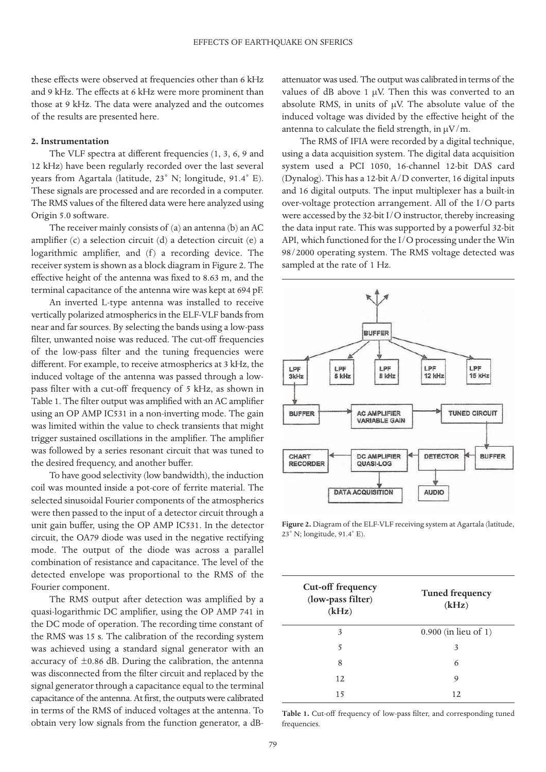these effects were observed at frequencies other than 6 kHz and 9 kHz. The effects at 6 kHz were more prominent than those at 9 kHz. The data were analyzed and the outcomes of the results are presented here.

## 2. Instrumentation

The VLF spectra at different frequencies (1, 3, 6, 9 and 12 kHz) have been regularly recorded over the last several years from Agartala (latitude, 23° N; longitude, 91.4° E). These signals are processed and are recorded in a computer. The RMS values of the filtered data were here analyzed using Origin 5.0 software.

The receiver mainly consists of (a) an antenna (b) an AC amplifier (c) a selection circuit (d) a detection circuit (e) a logarithmic amplifier, and (f) a recording device. The receiver system is shown as a block diagram in Figure 2. The effective height of the antenna was fixed to 8.63 m, and the terminal capacitance of the antenna wire was kept at 694 pF.

An inverted L-type antenna was installed to receive vertically polarized atmospherics in the ELF-VLF bands from near and far sources. By selecting the bands using a low-pass filter, unwanted noise was reduced. The cut-off frequencies of the low-pass filter and the tuning frequencies were different. For example, to receive atmospherics at 3 kHz, the induced voltage of the antenna was passed through a low-pass filter with a cut-off frequency of 5 kHz, as shown in Table 1. The filter output was amplified with an AC amplifier using an OP AMP IC531 in a non-inverting mode. The gain was limited within the value to check transients that might trigger sustained oscillations in the amplifier. The amplifier was followed by a series resonant circuit that was tuned to the desired frequency, and another buffer.

To have good selectivity (low bandwidth), the induction coil was mounted inside a pot-core of ferrite material. The selected sinusoidal Fourier components of the atmospherics were then passed to the input of a detector circuit through a unit gain buffer, using the OP AMP IC531. In the detector circuit, the OA79 diode was used in the negative rectifying mode. The output of the diode was across a parallel combination of resistance and capacitance. The level of the detected envelope was proportional to the RMS of the Fourier component.

The RMS output after detection was amplified by a quasi-logarithmic DC amplifier, using the OP AMP 741 in the DC mode of operation. The recording time constant of the RMS was 15 s. The calibration of the recording system was achieved using a standard signal generator with an accuracy of ±0.86 dB. During the calibration, the antenna was disconnected from the filter circuit and replaced by the signal generator through a capacitance equal to the terminal capacitance of the antenna. At first, the outputs were calibrated in terms of the RMS of induced voltages at the antenna. To obtain very low signals from the function generator, a dB-attenuator was used. The output was calibrated in terms of the values of dB above 1 μV. Then this was converted to an absolute RMS, in units of μV. The absolute value of the induced voltage was divided by the effective height of the antenna to calculate the field strength, in μV/m.

The RMS of IFIA were recorded by a digital technique, using a data acquisition system. The digital data acquisition system used a PCI 1050, 16-channel 12-bit DAS card (Dynalog). This has a 12-bit A/D converter, 16 digital inputs and 16 digital outputs. The input multiplexer has a built-in over-voltage protection arrangement. All of the I/O parts were accessed by the 32-bit I/O instructor, thereby increasing the data input rate. This was supported by a powerful 32-bit API, which functioned for the I/O processing under the Win 98/2000 operating system. The RMS voltage detected was sampled at the rate of 1 Hz.

**Figure 2.** Diagram of the ELF-VLF receiving system at Agartala (latitude, 23° N; longitude, 91.4° E).

| Cut-off frequency (low-pass filter) (kHz) | Tuned frequency (kHz) |
|---|---|
| 3 | 0.900 (in lieu of 1) |
| 5 | 3 |
| 8 | 6 |
| 12 | 9 |
| 15 | 12 |

**Table 1.** Cut-off frequency of low-pass filter, and corresponding tuned frequencies.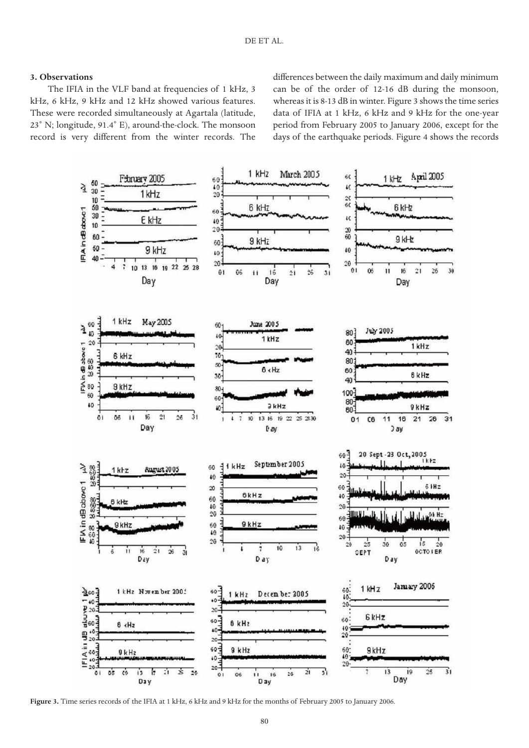### 3. Observations

The IFIA in the VLF band at frequencies of 1 kHz, 3 kHz, 6 kHz, 9 kHz and 12 kHz showed various features. These were recorded simultaneously at Agartala (latitude, 23° N; longitude, 91.4° E), around-the-clock. The monsoon record is very different from the winter records. The differences between the daily maximum and daily minimum can be of the order of 12-16 dB during the monsoon, whereas it is 8-13 dB in winter. Figure 3 shows the time series data of IFIA at 1 kHz, 6 kHz and 9 kHz for the one-year period from February 2005 to January 2006, except for the days of the earthquake periods. Figure 4 shows the records

**Figure 3.** Time series records of the IFIA at 1 kHz, 6 kHz and 9 kHz for the months of February 2005 to January 2006.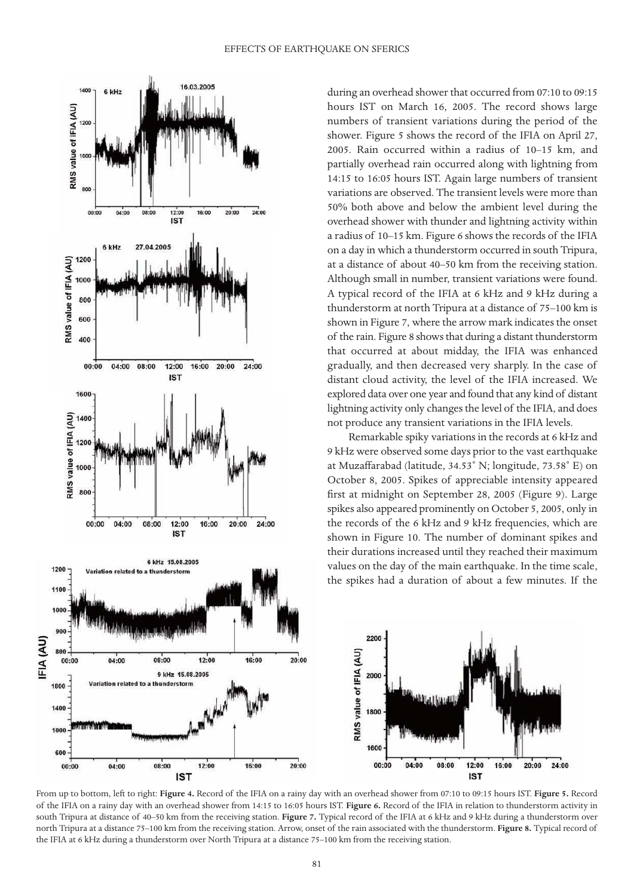during an overhead shower that occurred from 07:10 to 09:15 hours IST on March 16, 2005. The record shows large numbers of transient variations during the period of the shower. Figure 5 shows the record of the IFIA on April 27, 2005. Rain occurred within a radius of 10–15 km, and partially overhead rain occurred along with lightning from 14:15 to 16:05 hours IST. Again large numbers of transient variations are observed. The transient levels were more than 50% both above and below the ambient level during the overhead shower with thunder and lightning activity within a radius of 10–15 km. Figure 6 shows the records of the IFIA on a day in which a thunderstorm occurred in south Tripura, at a distance of about 40–50 km from the receiving station. Although small in number, transient variations were found. A typical record of the IFIA at 6 kHz and 9 kHz during a thunderstorm at north Tripura at a distance of 75–100 km is shown in Figure 7, where the arrow mark indicates the onset of the rain. Figure 8 shows that during a distant thunderstorm that occurred at about midday, the IFIA was enhanced gradually, and then decreased very sharply. In the case of distant cloud activity, the level of the IFIA increased. We explored data over one year and found that any kind of distant lightning activity only changes the level of the IFIA, and does not produce any transient variations in the IFIA levels.

Remarkable spiky variations in the records at 6 kHz and 9 kHz were observed some days prior to the vast earthquake at Muzaffarabad (latitude, 34.53° N; longitude, 73.58° E) on October 8, 2005. Spikes of appreciable intensity appeared first at midnight on September 28, 2005 (Figure 9). Large spikes also appeared prominently on October 5, 2005, only in the records of the 6 kHz and 9 kHz frequencies, which are shown in Figure 10. The number of dominant spikes and their durations increased until they reached their maximum values on the day of the main earthquake. In the time scale, the spikes had a duration of about a few minutes. If the

From up to bottom, left to right: **Figure 4.** Record of the IFIA on a rainy day with an overhead shower from 07:10 to 09:15 hours IST. **Figure 5.** Record of the IFIA on a rainy day with an overhead shower from 14:15 to 16:05 hours IST. **Figure 6.** Record of the IFIA in relation to thunderstorm activity in south Tripura at distance of 40–50 km from the receiving station. **Figure 7.** Typical record of the IFIA at 6 kHz and 9 kHz during a thunderstorm over north Tripura at a distance 75–100 km from the receiving station. Arrow, onset of the rain associated with the thunderstorm. **Figure 8.** Typical record of the IFIA at 6 kHz during a thunderstorm over North Tripura at a distance 75–100 km from the receiving station.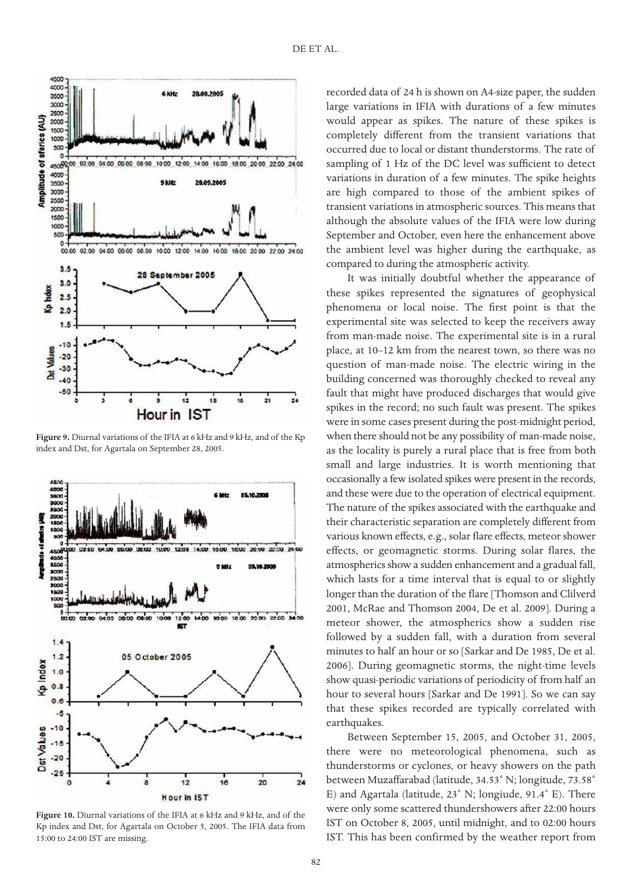Figure 9. Diurnal variations of the IFIA at 6 kHz and 9 kHz, and of the Kp index and Dst, for Agartala on September 28, 2005.

Figure 10. Diurnal variations of the IFIA at 6 kHz and 9 kHz, and of the Kp index and Dst, for Agartala on October 5, 2005. The IFIA data from 15:00 to 24:00 IST are missing.

recorded data of 24 h is shown on A4-size paper, the sudden large variations in IFIA with durations of a few minutes would appear as spikes. The nature of these spikes is completely different from the transient variations that occurred due to local or distant thunderstorms. The rate of sampling of 1 Hz of the DC level was sufficient to detect variations in duration of a few minutes. The spike heights are high compared to those of the ambient spikes of transient variations in atmospheric sources. This means that although the absolute values of the IFIA were low during September and October, even here the enhancement above the ambient level was higher during the earthquake, as compared to during the atmospheric activity.

It was initially doubtful whether the appearance of these spikes represented the signatures of geophysical phenomena or local noise. The first point is that the experimental site was selected to keep the receivers away from man-made noise. The experimental site is in a rural place, at 10–12 km from the nearest town, so there was no question of man-made noise. The electric wiring in the building concerned was thoroughly checked to reveal any fault that might have produced discharges that would give spikes in the record; no such fault was present. The spikes were in some cases present during the post-midnight period, when there should not be any possibility of man-made noise, as the locality is purely a rural place that is free from both small and large industries. It is worth mentioning that occasionally a few isolated spikes were present in the records, and these were due to the operation of electrical equipment. The nature of the spikes associated with the earthquake and their characteristic separation are completely different from various known effects, e.g., solar flare effects, meteor shower effects, or geomagnetic storms. During solar flares, the atmospherics show a sudden enhancement and a gradual fall, which lasts for a time interval that is equal to or slightly longer than the duration of the flare [Thomson and Clilverd 2001, McRae and Thomson 2004, De et al. 2009]. During a meteor shower, the atmospherics show a sudden rise followed by a sudden fall, with a duration from several minutes to half an hour or so [Sarkar and De 1985, De et al. 2006]. During geomagnetic storms, the night-time levels show quasi-periodic variations of periodicity of from half an hour to several hours [Sarkar and De 1991]. So we can say that these spikes recorded are typically correlated with earthquakes.

Between September 15, 2005, and October 31, 2005, there were no meteorological phenomena, such as thunderstorms or cyclones, or heavy showers on the path between Muzaffarabad (latitude, 34.53˚ N; longitude, 73.58˚ E) and Agartala (latitude, 23˚ N; longiude, 91.4˚ E). There were only some scattered thundershowers after 22:00 hours IST on October 8, 2005, until midnight, and to 02:00 hours IST. This has been confirmed by the weather report from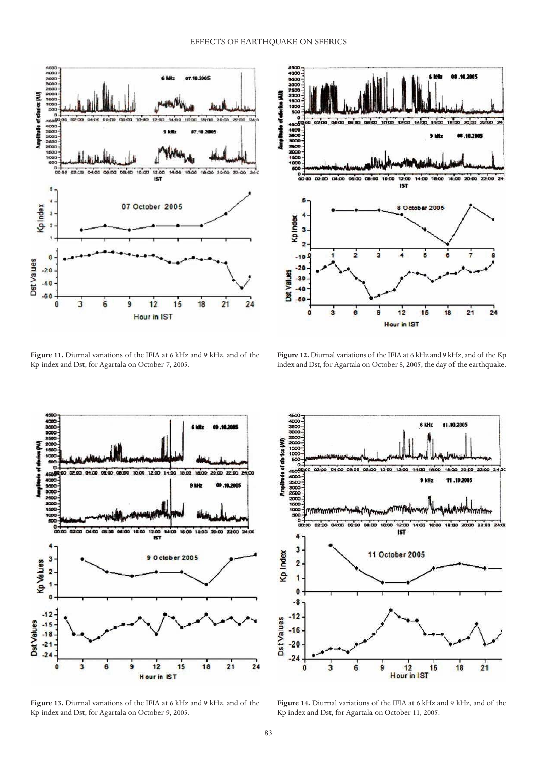**Figure 11.** Diurnal variations of the IFIA at 6 kHz and 9 kHz, and of the Kp index and Dst, for Agartala on October 7, 2005.

**Figure 12.** Diurnal variations of the IFIA at 6 kHz and 9 kHz, and of the Kp index and Dst, for Agartala on October 8, 2005, the day of the earthquake.

**Figure 13.** Diurnal variations of the IFIA at 6 kHz and 9 kHz, and of the Kp index and Dst, for Agartala on October 9, 2005.

**Figure 14.** Diurnal variations of the IFIA at 6 kHz and 9 kHz, and of the Kp index and Dst, for Agartala on October 11, 2005.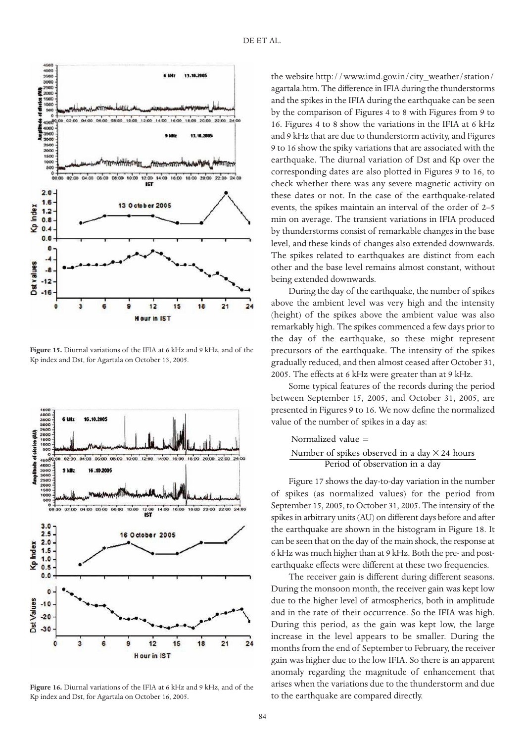Figure 15. Diurnal variations of the IFIA at 6 kHz and 9 kHz, and of the Kp index and Dst, for Agartala on October 13, 2005.

Figure 16. Diurnal variations of the IFIA at 6 kHz and 9 kHz, and of the Kp index and Dst, for Agartala on October 16, 2005.

the website http://www.imd.gov.in/city_weather/station/agartala.htm. The difference in IFIA during the thunderstorms and the spikes in the IFIA during the earthquake can be seen by the comparison of Figures 4 to 8 with Figures from 9 to 16. Figures 4 to 8 show the variations in the IFIA at 6 kHz and 9 kHz that are due to thunderstorm activity, and Figures 9 to 16 show the spiky variations that are associated with the earthquake. The diurnal variation of Dst and Kp over the corresponding dates are also plotted in Figures 9 to 16, to check whether there was any severe magnetic activity on these dates or not. In the case of the earthquake-related events, the spikes maintain an interval of the order of 2–5 min on average. The transient variations in IFIA produced by thunderstorms consist of remarkable changes in the base level, and these kinds of changes also extended downwards. The spikes related to earthquakes are distinct from each other and the base level remains almost constant, without being extended downwards.

During the day of the earthquake, the number of spikes above the ambient level was very high and the intensity (height) of the spikes above the ambient value was also remarkably high. The spikes commenced a few days prior to the day of the earthquake, so these might represent precursors of the earthquake. The intensity of the spikes gradually reduced, and then almost ceased after October 31, 2005. The effects at 6 kHz were greater than at 9 kHz.

Some typical features of the records during the period between September 15, 2005, and October 31, 2005, are presented in Figures 9 to 16. We now define the normalized value of the number of spikes in a day as:

$$\text{Normalized value} = \frac{\text{Number of spikes observed in a day} \times 24 \text{ hours}}{\text{Period of observation in a day}}$$

Figure 17 shows the day-to-day variation in the number of spikes (as normalized values) for the period from September 15, 2005, to October 31, 2005. The intensity of the spikes in arbitrary units (AU) on different days before and after the earthquake are shown in the histogram in Figure 18. It can be seen that on the day of the main shock, the response at 6 kHz was much higher than at 9 kHz. Both the pre- and post-earthquake effects were different at these two frequencies.

The receiver gain is different during different seasons. During the monsoon month, the receiver gain was kept low due to the higher level of atmospherics, both in amplitude and in the rate of their occurrence. So the IFIA was high. During this period, as the gain was kept low, the large increase in the level appears to be smaller. During the months from the end of September to February, the receiver gain was higher due to the low IFIA. So there is an apparent anomaly regarding the magnitude of enhancement that arises when the variations due to the thunderstorm and due to the earthquake are compared directly.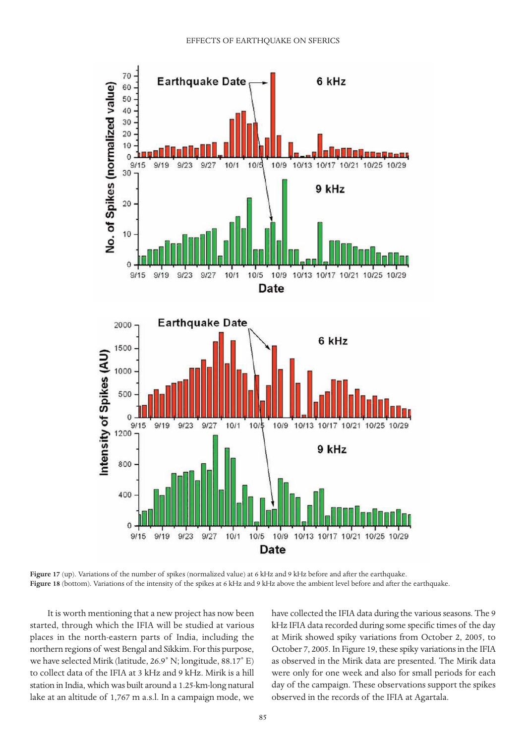**Figure 17** (up). Variations of the number of spikes (normalized value) at 6 kHz and 9 kHz before and after the earthquake.
**Figure 18** (bottom). Variations of the intensity of the spikes at 6 kHz and 9 kHz above the ambient level before and after the earthquake.

It is worth mentioning that a new project has now been started, through which the IFIA will be studied at various places in the north-eastern parts of India, including the northern regions of west Bengal and Sikkim. For this purpose, we have selected Mirik (latitude, 26.9˚ N; longitude, 88.17˚ E) to collect data of the IFIA at 3 kHz and 9 kHz. Mirik is a hill station in India, which was built around a 1.25-km-long natural lake at an altitude of 1,767 m a.s.l. In a campaign mode, we have collected the IFIA data during the various seasons. The 9 kHz IFIA data recorded during some specific times of the day at Mirik showed spiky variations from October 2, 2005, to October 7, 2005. In Figure 19, these spiky variations in the IFIA as observed in the Mirik data are presented. The Mirik data were only for one week and also for small periods for each day of the campaign. These observations support the spikes observed in the records of the IFIA at Agartala.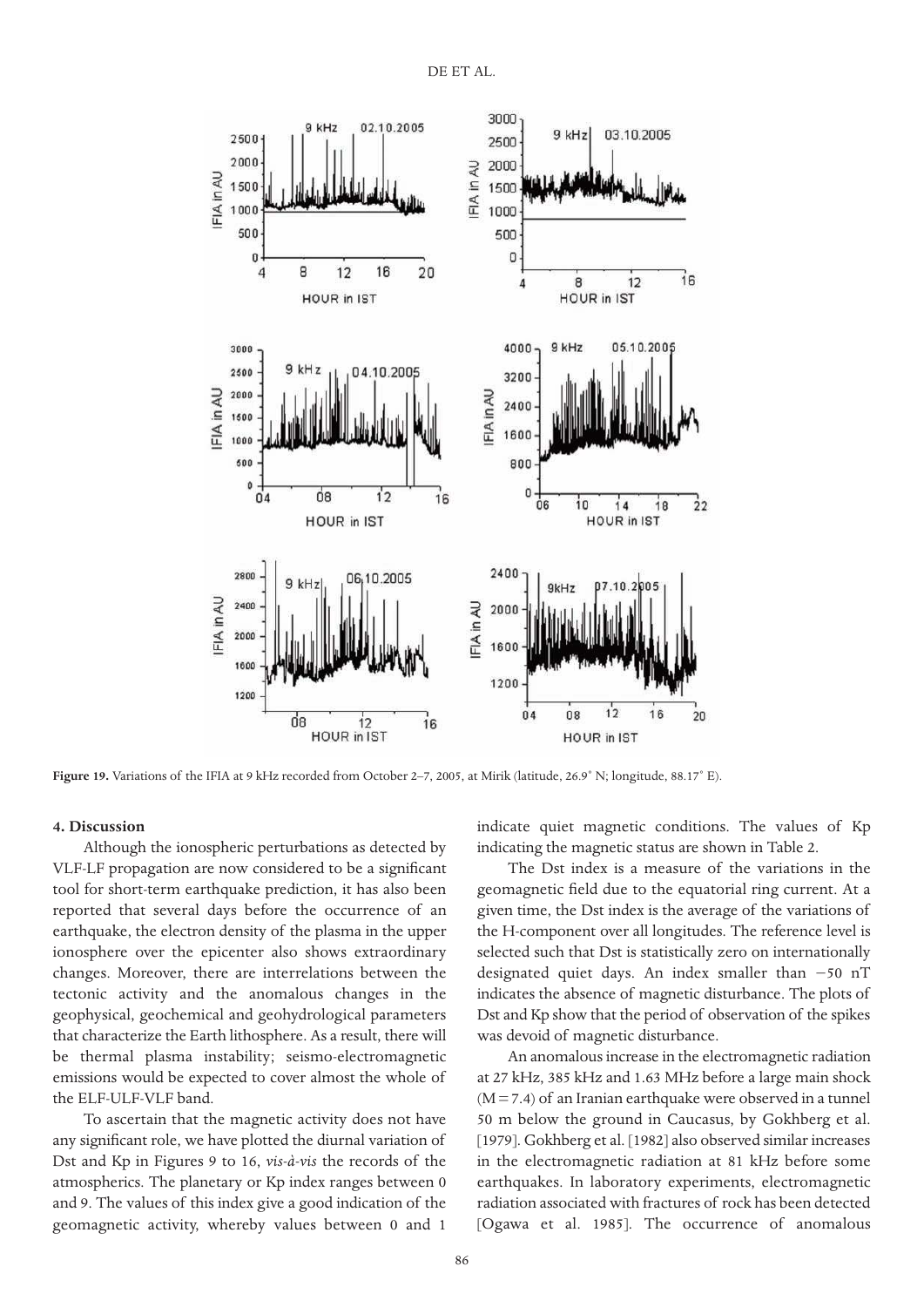**Figure 19.** Variations of the IFIA at 9 kHz recorded from October 2–7, 2005, at Mirik (latitude, 26.9° N; longitude, 88.17° E).

## 4. Discussion

Although the ionospheric perturbations as detected by VLF-LF propagation are now considered to be a significant tool for short-term earthquake prediction, it has also been reported that several days before the occurrence of an earthquake, the electron density of the plasma in the upper ionosphere over the epicenter also shows extraordinary changes. Moreover, there are interrelations between the tectonic activity and the anomalous changes in the geophysical, geochemical and geohydrological parameters that characterize the Earth lithosphere. As a result, there will be thermal plasma instability; seismo-electromagnetic emissions would be expected to cover almost the whole of the ELF-ULF-VLF band.

To ascertain that the magnetic activity does not have any significant role, we have plotted the diurnal variation of Dst and Kp in Figures 9 to 16, *vis-à-vis* the records of the atmospherics. The planetary or Kp index ranges between 0 and 9. The values of this index give a good indication of the geomagnetic activity, whereby values between 0 and 1 indicate quiet magnetic conditions. The values of Kp indicating the magnetic status are shown in Table 2.

The Dst index is a measure of the variations in the geomagnetic field due to the equatorial ring current. At a given time, the Dst index is the average of the variations of the H-component over all longitudes. The reference level is selected such that Dst is statistically zero on internationally designated quiet days. An index smaller than −50 nT indicates the absence of magnetic disturbance. The plots of Dst and Kp show that the period of observation of the spikes was devoid of magnetic disturbance.

An anomalous increase in the electromagnetic radiation at 27 kHz, 385 kHz and 1.63 MHz before a large main shock ($M = 7.4$) of an Iranian earthquake were observed in a tunnel 50 m below the ground in Caucasus, by Gokhberg et al. [1979]. Gokhberg et al. [1982] also observed similar increases in the electromagnetic radiation at 81 kHz before some earthquakes. In laboratory experiments, electromagnetic radiation associated with fractures of rock has been detected [Ogawa et al. 1985]. The occurrence of anomalous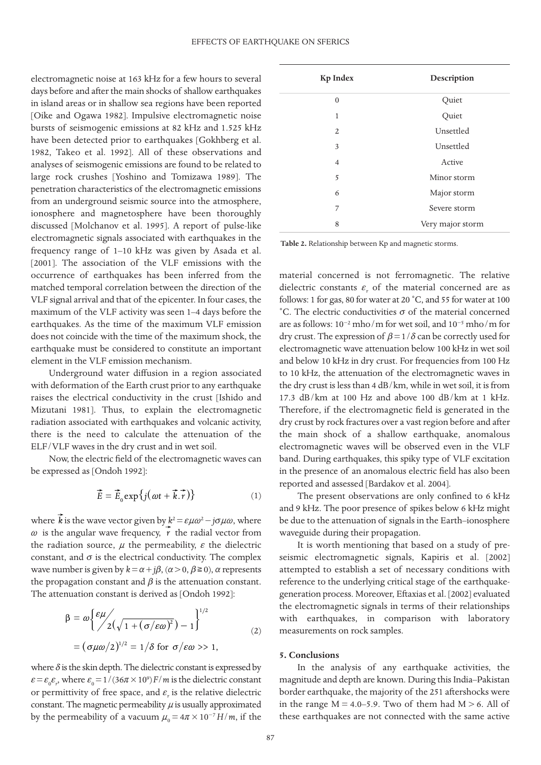electromagnetic noise at 163 kHz for a few hours to several days before and after the main shocks of shallow earthquakes in island areas or in shallow sea regions have been reported [Oike and Ogawa 1982]. Impulsive electromagnetic noise bursts of seismogenic emissions at 82 kHz and 1.525 kHz have been detected prior to earthquakes [Gokhberg et al. 1982, Takeo et al. 1992]. All of these observations and analyses of seismogenic emissions are found to be related to large rock crushes [Yoshino and Tomizawa 1989]. The penetration characteristics of the electromagnetic emissions from an underground seismic source into the atmosphere, ionosphere and magnetosphere have been thoroughly discussed [Molchanov et al. 1995]. A report of pulse-like electromagnetic signals associated with earthquakes in the frequency range of 1–10 kHz was given by Asada et al. [2001]. The association of the VLF emissions with the occurrence of earthquakes has been inferred from the matched temporal correlation between the direction of the VLF signal arrival and that of the epicenter. In four cases, the maximum of the VLF activity was seen 1–4 days before the earthquakes. As the time of the maximum VLF emission does not coincide with the time of the maximum shock, the earthquake must be considered to constitute an important element in the VLF emission mechanism.

Underground water diffusion in a region associated with deformation of the Earth crust prior to any earthquake raises the electrical conductivity in the crust [Ishido and Mizutani 1981]. Thus, to explain the electromagnetic radiation associated with earthquakes and volcanic activity, there is the need to calculate the attenuation of the ELF/VLF waves in the dry crust and in wet soil.

Now, the electric field of the electromagnetic waves can be expressed as [Ondoh 1992]:

$$\vec{E} = \vec{E}_0 \exp\{j(\omega t + \vec{k}.\vec{r})\} \tag{1}$$

where $\vec{k}$ is the wave vector given by $k^2 = \varepsilon\mu\omega^2 - j\sigma\mu\omega$, where $\omega$ is the angular wave frequency, $\vec{r}$ the radial vector from the radiation source, $\mu$ the permeability, $\varepsilon$ the dielectric constant, and $\sigma$ is the electrical conductivity. The complex wave number is given by $k = \alpha + j\beta$, $(\alpha > 0, \beta \cong 0)$, $\alpha$ represents the propagation constant and $\beta$ is the attenuation constant. The attenuation constant is derived as [Ondoh 1992]:

$$\begin{aligned}\beta &= \omega\left\{\frac{\varepsilon\mu}{2\left(\sqrt{1+(\sigma/\varepsilon\omega)^2}\right)-1}\right\}^{1/2} \\ &= (\sigma\mu\omega/2)^{1/2} = 1/\delta \text{ for } \sigma/\varepsilon\omega >> 1,\end{aligned} \tag{2}$$

where $\delta$ is the skin depth. The dielectric constant is expressed by $\varepsilon = \varepsilon_0\varepsilon_r$, where $\varepsilon_0 = 1/(36\pi \times 10^9) F/m$ is the dielectric constant or permittivity of free space, and $\varepsilon_r$ is the relative dielectric constant. The magnetic permeability $\mu$ is usually approximated by the permeability of a vacuum $\mu_0 = 4\pi \times 10^{-7} H/m$, if the material concerned is not ferromagnetic. The relative dielectric constants $\varepsilon_r$ of the material concerned are as follows: 1 for gas, 80 for water at 20 °C, and 55 for water at 100 °C. The electric conductivities $\sigma$ of the material concerned are as follows: $10^{-2}$ mho/m for wet soil, and $10^{-5}$ mho/m for dry crust. The expression of $\beta = 1/\delta$ can be correctly used for electromagnetic wave attenuation below 100 kHz in wet soil and below 10 kHz in dry crust. For frequencies from 100 Hz to 10 kHz, the attenuation of the electromagnetic waves in the dry crust is less than 4 dB/km, while in wet soil, it is from 17.3 dB/km at 100 Hz and above 100 dB/km at 1 kHz. Therefore, if the electromagnetic field is generated in the dry crust by rock fractures over a vast region before and after the main shock of a shallow earthquake, anomalous electromagnetic waves will be observed even in the VLF band. During earthquakes, this spiky type of VLF excitation in the presence of an anomalous electric field has also been reported and assessed [Bardakov et al. 2004].

| Kp Index | Description |
|---|---|
| 0 | Quiet |
| 1 | Quiet |
| 2 | Unsettled |
| 3 | Unsettled |
| 4 | Active |
| 5 | Minor storm |
| 6 | Major storm |
| 7 | Severe storm |
| 8 | Very major storm |

**Table 2.** Relationship between Kp and magnetic storms.

The present observations are only confined to 6 kHz and 9 kHz. The poor presence of spikes below 6 kHz might be due to the attenuation of signals in the Earth–ionosphere waveguide during their propagation.

It is worth mentioning that based on a study of pre-seismic electromagnetic signals, Kapiris et al. [2002] attempted to establish a set of necessary conditions with reference to the underlying critical stage of the earthquake-generation process. Moreover, Eftaxias et al. [2002] evaluated the electromagnetic signals in terms of their relationships with earthquakes, in comparison with laboratory measurements on rock samples.

## 5. Conclusions

In the analysis of any earthquake activities, the magnitude and depth are known. During this India–Pakistan border earthquake, the majority of the 251 aftershocks were in the range M = 4.0–5.9. Two of them had M > 6. All of these earthquakes are not connected with the same active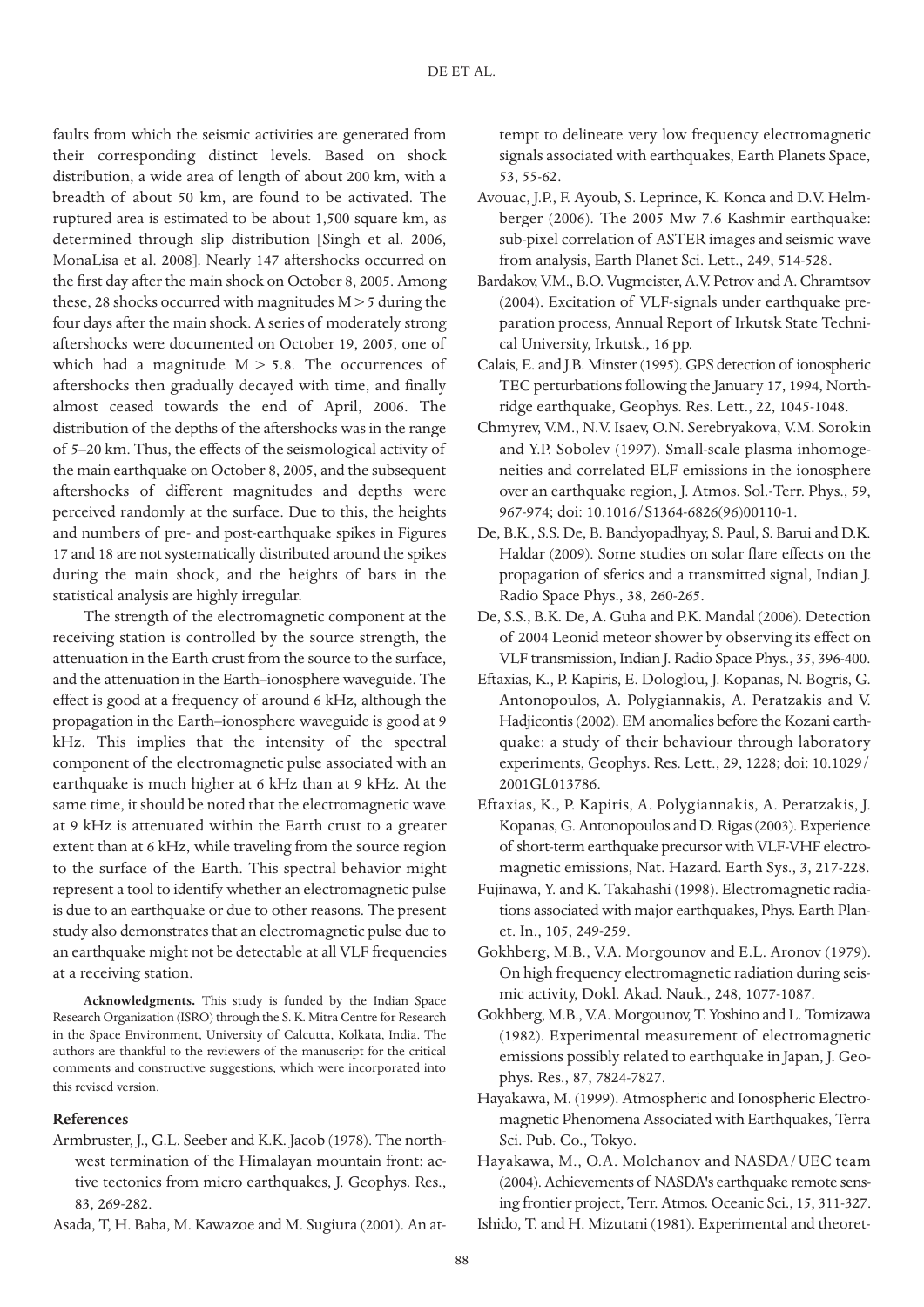faults from which the seismic activities are generated from their corresponding distinct levels. Based on shock distribution, a wide area of length of about 200 km, with a breadth of about 50 km, are found to be activated. The ruptured area is estimated to be about 1,500 square km, as determined through slip distribution [Singh et al. 2006, MonaLisa et al. 2008]. Nearly 147 aftershocks occurred on the first day after the main shock on October 8, 2005. Among these, 28 shocks occurred with magnitudes $M > 5$ during the four days after the main shock. A series of moderately strong aftershocks were documented on October 19, 2005, one of which had a magnitude $M > 5.8$. The occurrences of aftershocks then gradually decayed with time, and finally almost ceased towards the end of April, 2006. The distribution of the depths of the aftershocks was in the range of 5–20 km. Thus, the effects of the seismological activity of the main earthquake on October 8, 2005, and the subsequent aftershocks of different magnitudes and depths were perceived randomly at the surface. Due to this, the heights and numbers of pre- and post-earthquake spikes in Figures 17 and 18 are not systematically distributed around the spikes during the main shock, and the heights of bars in the statistical analysis are highly irregular.

The strength of the electromagnetic component at the receiving station is controlled by the source strength, the attenuation in the Earth crust from the source to the surface, and the attenuation in the Earth–ionosphere waveguide. The effect is good at a frequency of around 6 kHz, although the propagation in the Earth–ionosphere waveguide is good at 9 kHz. This implies that the intensity of the spectral component of the electromagnetic pulse associated with an earthquake is much higher at 6 kHz than at 9 kHz. At the same time, it should be noted that the electromagnetic wave at 9 kHz is attenuated within the Earth crust to a greater extent than at 6 kHz, while traveling from the source region to the surface of the Earth. This spectral behavior might represent a tool to identify whether an electromagnetic pulse is due to an earthquake or due to other reasons. The present study also demonstrates that an electromagnetic pulse due to an earthquake might not be detectable at all VLF frequencies at a receiving station.

**Acknowledgments.** This study is funded by the Indian Space Research Organization (ISRO) through the S. K. Mitra Centre for Research in the Space Environment, University of Calcutta, Kolkata, India. The authors are thankful to the reviewers of the manuscript for the critical comments and constructive suggestions, which were incorporated into this revised version.

## References

Armbruster, J., G.L. Seeber and K.K. Jacob (1978). The northwest termination of the Himalayan mountain front: active tectonics from micro earthquakes, J. Geophys. Res., 83, 269-282.

Asada, T, H. Baba, M. Kawazoe and M. Sugiura (2001). An attempt to delineate very low frequency electromagnetic signals associated with earthquakes, Earth Planets Space, 53, 55-62.

Avouac, J.P., F. Ayoub, S. Leprince, K. Konca and D.V. Helmberger (2006). The 2005 Mw 7.6 Kashmir earthquake: sub-pixel correlation of ASTER images and seismic wave from analysis, Earth Planet Sci. Lett., 249, 514-528.

Bardakov, V.M., B.O. Vugmeister, A.V. Petrov and A. Chramtsov (2004). Excitation of VLF-signals under earthquake preparation process, Annual Report of Irkutsk State Technical University, Irkutsk., 16 pp.

Calais, E. and J.B. Minster (1995). GPS detection of ionospheric TEC perturbations following the January 17, 1994, Northridge earthquake, Geophys. Res. Lett., 22, 1045-1048.

Chmyrev, V.M., N.V. Isaev, O.N. Serebryakova, V.M. Sorokin and Y.P. Sobolev (1997). Small-scale plasma inhomogeneities and correlated ELF emissions in the ionosphere over an earthquake region, J. Atmos. Sol.-Terr. Phys., 59, 967-974; doi: 10.1016/S1364-6826(96)00110-1.

De, B.K., S.S. De, B. Bandyopadhyay, S. Paul, S. Barui and D.K. Haldar (2009). Some studies on solar flare effects on the propagation of sferics and a transmitted signal, Indian J. Radio Space Phys., 38, 260-265.

De, S.S., B.K. De, A. Guha and P.K. Mandal (2006). Detection of 2004 Leonid meteor shower by observing its effect on VLF transmission, Indian J. Radio Space Phys., 35, 396-400.

Eftaxias, K., P. Kapiris, E. Dologlou, J. Kopanas, N. Bogris, G. Antonopoulos, A. Polygiannakis, A. Peratzakis and V. Hadjicontis (2002). EM anomalies before the Kozani earthquake: a study of their behaviour through laboratory experiments, Geophys. Res. Lett., 29, 1228; doi: 10.1029/2001GL013786.

Eftaxias, K., P. Kapiris, A. Polygiannakis, A. Peratzakis, J. Kopanas, G. Antonopoulos and D. Rigas (2003). Experience of short-term earthquake precursor with VLF-VHF electromagnetic emissions, Nat. Hazard. Earth Sys., 3, 217-228.

Fujinawa, Y. and K. Takahashi (1998). Electromagnetic radiations associated with major earthquakes, Phys. Earth Planet. In., 105, 249-259.

Gokhberg, M.B., V.A. Morgounov and E.L. Aronov (1979). On high frequency electromagnetic radiation during seismic activity, Dokl. Akad. Nauk., 248, 1077-1087.

Gokhberg, M.B., V.A. Morgounov, T. Yoshino and L. Tomizawa (1982). Experimental measurement of electromagnetic emissions possibly related to earthquake in Japan, J. Geophys. Res., 87, 7824-7827.

Hayakawa, M. (1999). Atmospheric and Ionospheric Electromagnetic Phenomena Associated with Earthquakes, Terra Sci. Pub. Co., Tokyo.

Hayakawa, M., O.A. Molchanov and NASDA/UEC team (2004). Achievements of NASDA's earthquake remote sensing frontier project, Terr. Atmos. Oceanic Sci., 15, 311-327.

Ishido, T. and H. Mizutani (1981). Experimental and theoret-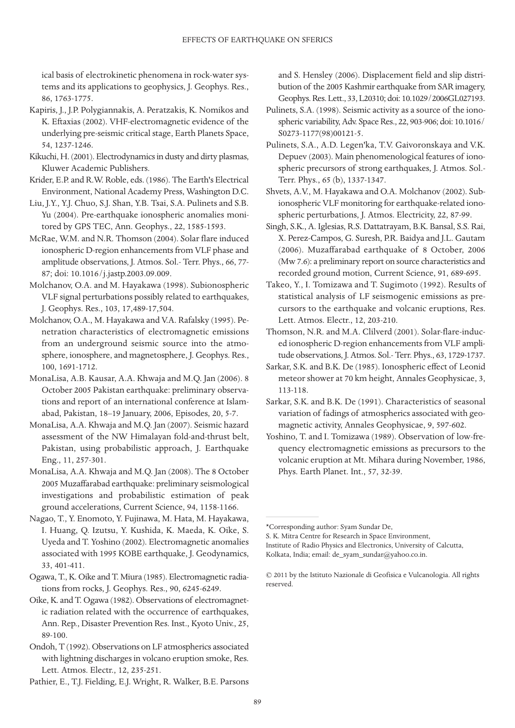ical basis of electrokinetic phenomena in rock-water systems and its applications to geophysics, J. Geophys. Res., 86, 1763-1775.

Kapiris, J., J.P. Polygiannakis, A. Peratzakis, K. Nomikos and K. Eftaxias (2002). VHF-electromagnetic evidence of the underlying pre-seismic critical stage, Earth Planets Space, 54, 1237-1246.

Kikuchi, H. (2001). Electrodynamics in dusty and dirty plasmas, Kluwer Academic Publishers.

Krider, E.P. and R.W. Roble, eds. (1986). The Earth's Electrical Environment, National Academy Press, Washington D.C.

Liu, J.Y., Y.J. Chuo, S.J. Shan, Y.B. Tsai, S.A. Pulinets and S.B. Yu (2004). Pre-earthquake ionospheric anomalies monitored by GPS TEC, Ann. Geophys., 22, 1585-1593.

McRae, W.M. and N.R. Thomson (2004). Solar flare induced ionospheric D-region enhancements from VLF phase and amplitude observations, J. Atmos. Sol.- Terr. Phys., 66, 77-87; doi: 10.1016/j.jastp.2003.09.009.

Molchanov, O.A. and M. Hayakawa (1998). Subionospheric VLF signal perturbations possibly related to earthquakes, J. Geophys. Res., 103, 17,489-17,504.

Molchanov, O.A., M. Hayakawa and V.A. Rafalsky (1995). Penetration characteristics of electromagnetic emissions from an underground seismic source into the atmosphere, ionosphere, and magnetosphere, J. Geophys. Res., 100, 1691-1712.

MonaLisa, A.B. Kausar, A.A. Khwaja and M.Q. Jan (2006). 8 October 2005 Pakistan earthquake: preliminary observations and report of an international conference at Islamabad, Pakistan, 18–19 January, 2006, Episodes, 20, 5-7.

MonaLisa, A.A. Khwaja and M.Q. Jan (2007). Seismic hazard assessment of the NW Himalayan fold-and-thrust belt, Pakistan, using probabilistic approach, J. Earthquake Eng., 11, 257-301.

MonaLisa, A.A. Khwaja and M.Q. Jan (2008). The 8 October 2005 Muzaffarabad earthquake: preliminary seismological investigations and probabilistic estimation of peak ground accelerations, Current Science, 94, 1158-1166.

Nagao, T., Y. Enomoto, Y. Fujinawa, M. Hata, M. Hayakawa, I. Huang, Q. Izutsu, Y. Kushida, K. Maeda, K. Oike, S. Uyeda and T. Yoshino (2002). Electromagnetic anomalies associated with 1995 KOBE earthquake, J. Geodynamics, 33, 401-411.

Ogawa, T., K. Oike and T. Miura (1985). Electromagnetic radiations from rocks, J. Geophys. Res., 90, 6245-6249.

Oike, K. and T. Ogawa (1982). Observations of electromagnetic radiation related with the occurrence of earthquakes, Ann. Rep., Disaster Prevention Res. Inst., Kyoto Univ., 25, 89-100.

Ondoh, T (1992). Observations on LF atmospherics associated with lightning discharges in volcano eruption smoke, Res. Lett. Atmos. Electr., 12, 235-251.

Pathier, E., T.J. Fielding, E.J. Wright, R. Walker, B.E. Parsons and S. Hensley (2006). Displacement field and slip distribution of the 2005 Kashmir earthquake from SAR imagery, Geophys. Res. Lett., 33, L20310; doi: 10.1029/2006GL027193.

Pulinets, S.A. (1998). Seismic activity as a source of the ionospheric variability, Adv. Space Res., 22, 903-906; doi: 10.1016/S0273-1177(98)00121-5.

Pulinets, S.A., A.D. Legen'ka, T.V. Gaivoronskaya and V.K. Depuev (2003). Main phenomenological features of ionospheric precursors of strong earthquakes, J. Atmos. Sol.-Terr. Phys., 65 (b), 1337-1347.

Shvets, A.V., M. Hayakawa and O.A. Molchanov (2002). Subionospheric VLF monitoring for earthquake-related ionospheric perturbations, J. Atmos. Electricity, 22, 87-99.

Singh, S.K., A. Iglesias, R.S. Dattatrayam, B.K. Bansal, S.S. Rai, X. Perez-Campos, G. Suresh, P.R. Baidya and J.L. Gautam (2006). Muzaffarabad earthquake of 8 October, 2006 (Mw 7.6): a preliminary report on source characteristics and recorded ground motion, Current Science, 91, 689-695.

Takeo, Y., I. Tomizawa and T. Sugimoto (1992). Results of statistical analysis of LF seismogenic emissions as precursors to the earthquake and volcanic eruptions, Res. Lett. Atmos. Electr., 12, 203-210.

Thomson, N.R. and M.A. Clilverd (2001). Solar-flare-induced ionospheric D-region enhancements from VLF amplitude observations, J. Atmos. Sol.- Terr. Phys., 63, 1729-1737.

Sarkar, S.K. and B.K. De (1985). Ionospheric effect of Leonid meteor shower at 70 km height, Annales Geophysicae, 3, 113-118.

Sarkar, S.K. and B.K. De (1991). Characteristics of seasonal variation of fadings of atmospherics associated with geomagnetic activity, Annales Geophysicae, 9, 597-602.

Yoshino, T. and I. Tomizawa (1989). Observation of low-frequency electromagnetic emissions as precursors to the volcanic eruption at Mt. Mihara during November, 1986, Phys. Earth Planet. Int., 57, 32-39.

---

*Corresponding author: Syam Sundar De,
S. K. Mitra Centre for Research in Space Environment,
Institute of Radio Physics and Electronics, University of Calcutta,
Kolkata, India; email: de_syam_sundar@yahoo.co.in.

© 2011 by the Istituto Nazionale di Geofisica e Vulcanologia. All rights reserved.